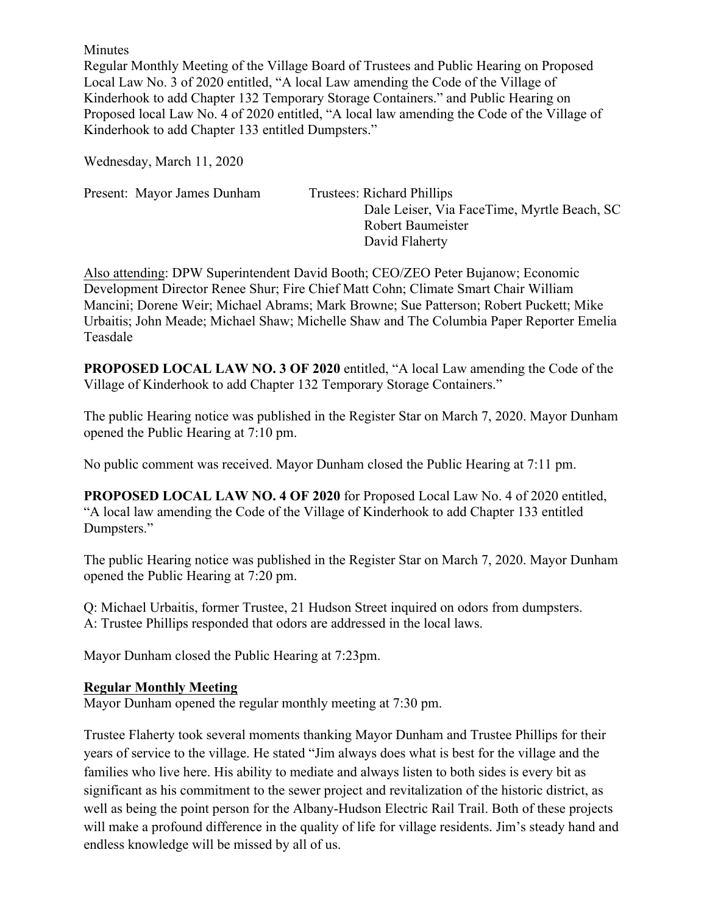Minutes

Regular Monthly Meeting of the Village Board of Trustees and Public Hearing on Proposed Local Law No. 3 of 2020 entitled, "A local Law amending the Code of the Village of Kinderhook to add Chapter 132 Temporary Storage Containers." and Public Hearing on Proposed local Law No. 4 of 2020 entitled, "A local law amending the Code of the Village of Kinderhook to add Chapter 133 entitled Dumpsters."

Wednesday, March 11, 2020

Present: Mayor James Dunham

Trustees: Richard Phillips
Dale Leiser, Via FaceTime, Myrtle Beach, SC
Robert Baumeister
David Flaherty

Also attending: DPW Superintendent David Booth; CEO/ZEO Peter Bujanow; Economic Development Director Renee Shur; Fire Chief Matt Cohn; Climate Smart Chair William Mancini; Dorene Weir; Michael Abrams; Mark Browne; Sue Patterson; Robert Puckett; Mike Urbaitis; John Meade; Michael Shaw; Michelle Shaw and The Columbia Paper Reporter Emelia Teasdale

**PROPOSED LOCAL LAW NO. 3 OF 2020** entitled, "A local Law amending the Code of the Village of Kinderhook to add Chapter 132 Temporary Storage Containers."

The public Hearing notice was published in the Register Star on March 7, 2020. Mayor Dunham opened the Public Hearing at 7:10 pm.

No public comment was received. Mayor Dunham closed the Public Hearing at 7:11 pm.

**PROPOSED LOCAL LAW NO. 4 OF 2020** for Proposed Local Law No. 4 of 2020 entitled, "A local law amending the Code of the Village of Kinderhook to add Chapter 133 entitled Dumpsters."

The public Hearing notice was published in the Register Star on March 7, 2020. Mayor Dunham opened the Public Hearing at 7:20 pm.

Q: Michael Urbaitis, former Trustee, 21 Hudson Street inquired on odors from dumpsters.
A: Trustee Phillips responded that odors are addressed in the local laws.

Mayor Dunham closed the Public Hearing at 7:23pm.

## Regular Monthly Meeting

Mayor Dunham opened the regular monthly meeting at 7:30 pm.

Trustee Flaherty took several moments thanking Mayor Dunham and Trustee Phillips for their years of service to the village. He stated "Jim always does what is best for the village and the families who live here. His ability to mediate and always listen to both sides is every bit as significant as his commitment to the sewer project and revitalization of the historic district, as well as being the point person for the Albany-Hudson Electric Rail Trail. Both of these projects will make a profound difference in the quality of life for village residents. Jim's steady hand and endless knowledge will be missed by all of us.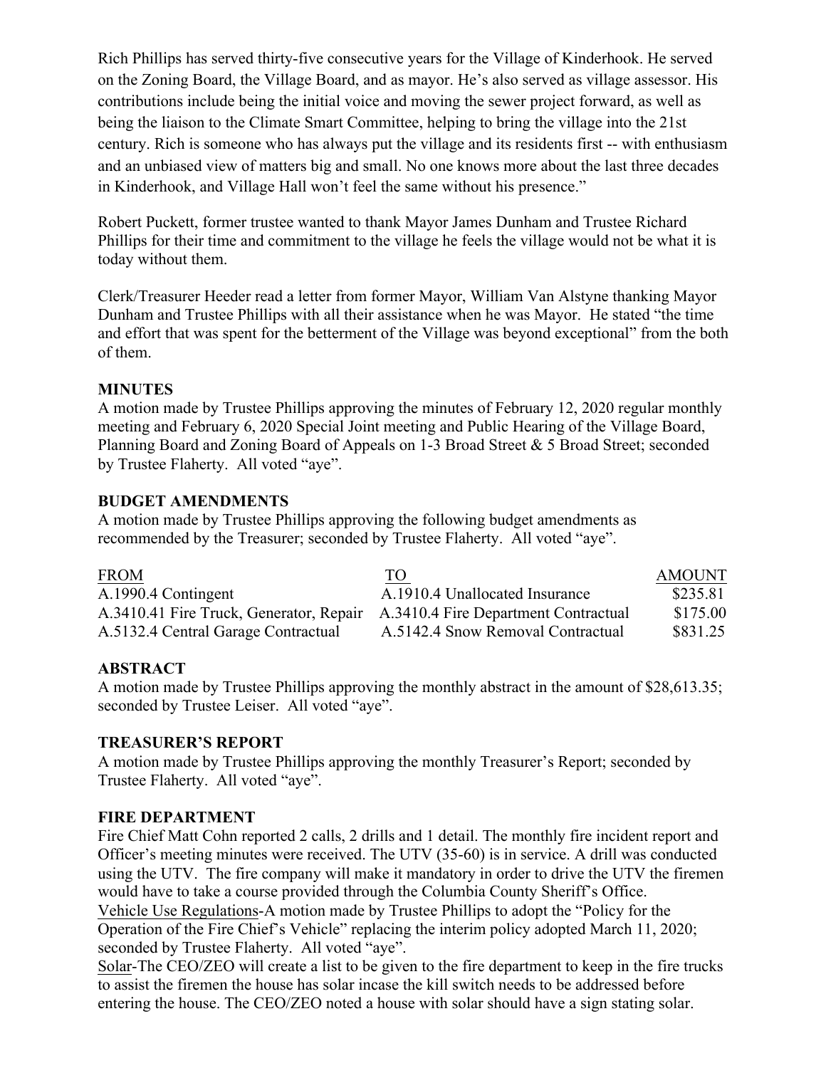Rich Phillips has served thirty-five consecutive years for the Village of Kinderhook. He served on the Zoning Board, the Village Board, and as mayor. He's also served as village assessor. His contributions include being the initial voice and moving the sewer project forward, as well as being the liaison to the Climate Smart Committee, helping to bring the village into the 21st century. Rich is someone who has always put the village and its residents first -- with enthusiasm and an unbiased view of matters big and small. No one knows more about the last three decades in Kinderhook, and Village Hall won't feel the same without his presence."

Robert Puckett, former trustee wanted to thank Mayor James Dunham and Trustee Richard Phillips for their time and commitment to the village he feels the village would not be what it is today without them.

Clerk/Treasurer Heeder read a letter from former Mayor, William Van Alstyne thanking Mayor Dunham and Trustee Phillips with all their assistance when he was Mayor. He stated "the time and effort that was spent for the betterment of the Village was beyond exceptional" from the both of them.

**MINUTES**
A motion made by Trustee Phillips approving the minutes of February 12, 2020 regular monthly meeting and February 6, 2020 Special Joint meeting and Public Hearing of the Village Board, Planning Board and Zoning Board of Appeals on 1-3 Broad Street & 5 Broad Street; seconded by Trustee Flaherty. All voted "aye".

**BUDGET AMENDMENTS**
A motion made by Trustee Phillips approving the following budget amendments as recommended by the Treasurer; seconded by Trustee Flaherty. All voted "aye".

| FROM | TO | AMOUNT |
|---|---|---|
| A.1990.4 Contingent | A.1910.4 Unallocated Insurance | $235.81 |
| A.3410.41 Fire Truck, Generator, Repair | A.3410.4 Fire Department Contractual | $175.00 |
| A.5132.4 Central Garage Contractual | A.5142.4 Snow Removal Contractual | $831.25 |

**ABSTRACT**
A motion made by Trustee Phillips approving the monthly abstract in the amount of $28,613.35; seconded by Trustee Leiser. All voted "aye".

**TREASURER'S REPORT**
A motion made by Trustee Phillips approving the monthly Treasurer's Report; seconded by Trustee Flaherty. All voted "aye".

**FIRE DEPARTMENT**
Fire Chief Matt Cohn reported 2 calls, 2 drills and 1 detail. The monthly fire incident report and Officer's meeting minutes were received. The UTV (35-60) is in service. A drill was conducted using the UTV. The fire company will make it mandatory in order to drive the UTV the firemen would have to take a course provided through the Columbia County Sheriff's Office.
Vehicle Use Regulations-A motion made by Trustee Phillips to adopt the "Policy for the Operation of the Fire Chief's Vehicle" replacing the interim policy adopted March 11, 2020; seconded by Trustee Flaherty. All voted "aye".
Solar-The CEO/ZEO will create a list to be given to the fire department to keep in the fire trucks to assist the firemen the house has solar incase the kill switch needs to be addressed before entering the house. The CEO/ZEO noted a house with solar should have a sign stating solar.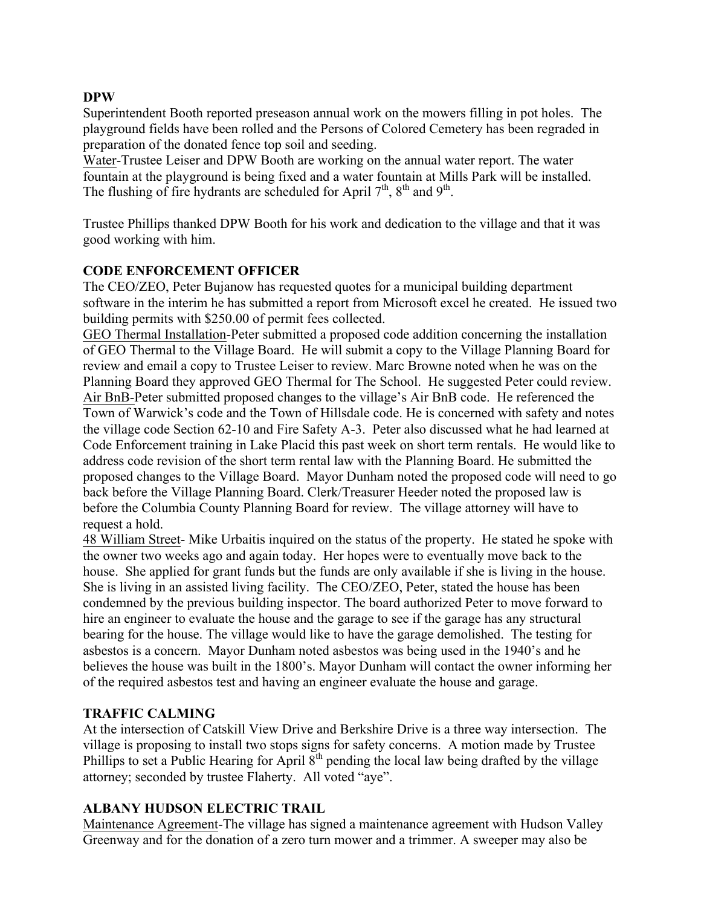**DPW**

Superintendent Booth reported preseason annual work on the mowers filling in pot holes. The playground fields have been rolled and the Persons of Colored Cemetery has been regraded in preparation of the donated fence top soil and seeding.

Water-Trustee Leiser and DPW Booth are working on the annual water report. The water fountain at the playground is being fixed and a water fountain at Mills Park will be installed. The flushing of fire hydrants are scheduled for April 7th, 8th and 9th.

Trustee Phillips thanked DPW Booth for his work and dedication to the village and that it was good working with him.

**CODE ENFORCEMENT OFFICER**

The CEO/ZEO, Peter Bujanow has requested quotes for a municipal building department software in the interim he has submitted a report from Microsoft excel he created. He issued two building permits with $250.00 of permit fees collected.

GEO Thermal Installation-Peter submitted a proposed code addition concerning the installation of GEO Thermal to the Village Board. He will submit a copy to the Village Planning Board for review and email a copy to Trustee Leiser to review. Marc Browne noted when he was on the Planning Board they approved GEO Thermal for The School. He suggested Peter could review.

Air BnB-Peter submitted proposed changes to the village's Air BnB code. He referenced the Town of Warwick's code and the Town of Hillsdale code. He is concerned with safety and notes the village code Section 62-10 and Fire Safety A-3. Peter also discussed what he had learned at Code Enforcement training in Lake Placid this past week on short term rentals. He would like to address code revision of the short term rental law with the Planning Board. He submitted the proposed changes to the Village Board. Mayor Dunham noted the proposed code will need to go back before the Village Planning Board. Clerk/Treasurer Heeder noted the proposed law is before the Columbia County Planning Board for review. The village attorney will have to request a hold.

48 William Street- Mike Urbaitis inquired on the status of the property. He stated he spoke with the owner two weeks ago and again today. Her hopes were to eventually move back to the house. She applied for grant funds but the funds are only available if she is living in the house. She is living in an assisted living facility. The CEO/ZEO, Peter, stated the house has been condemned by the previous building inspector. The board authorized Peter to move forward to hire an engineer to evaluate the house and the garage to see if the garage has any structural bearing for the house. The village would like to have the garage demolished. The testing for asbestos is a concern. Mayor Dunham noted asbestos was being used in the 1940's and he believes the house was built in the 1800's. Mayor Dunham will contact the owner informing her of the required asbestos test and having an engineer evaluate the house and garage.

**TRAFFIC CALMING**

At the intersection of Catskill View Drive and Berkshire Drive is a three way intersection. The village is proposing to install two stops signs for safety concerns. A motion made by Trustee Phillips to set a Public Hearing for April 8th pending the local law being drafted by the village attorney; seconded by trustee Flaherty. All voted "aye".

**ALBANY HUDSON ELECTRIC TRAIL**

Maintenance Agreement-The village has signed a maintenance agreement with Hudson Valley Greenway and for the donation of a zero turn mower and a trimmer. A sweeper may also be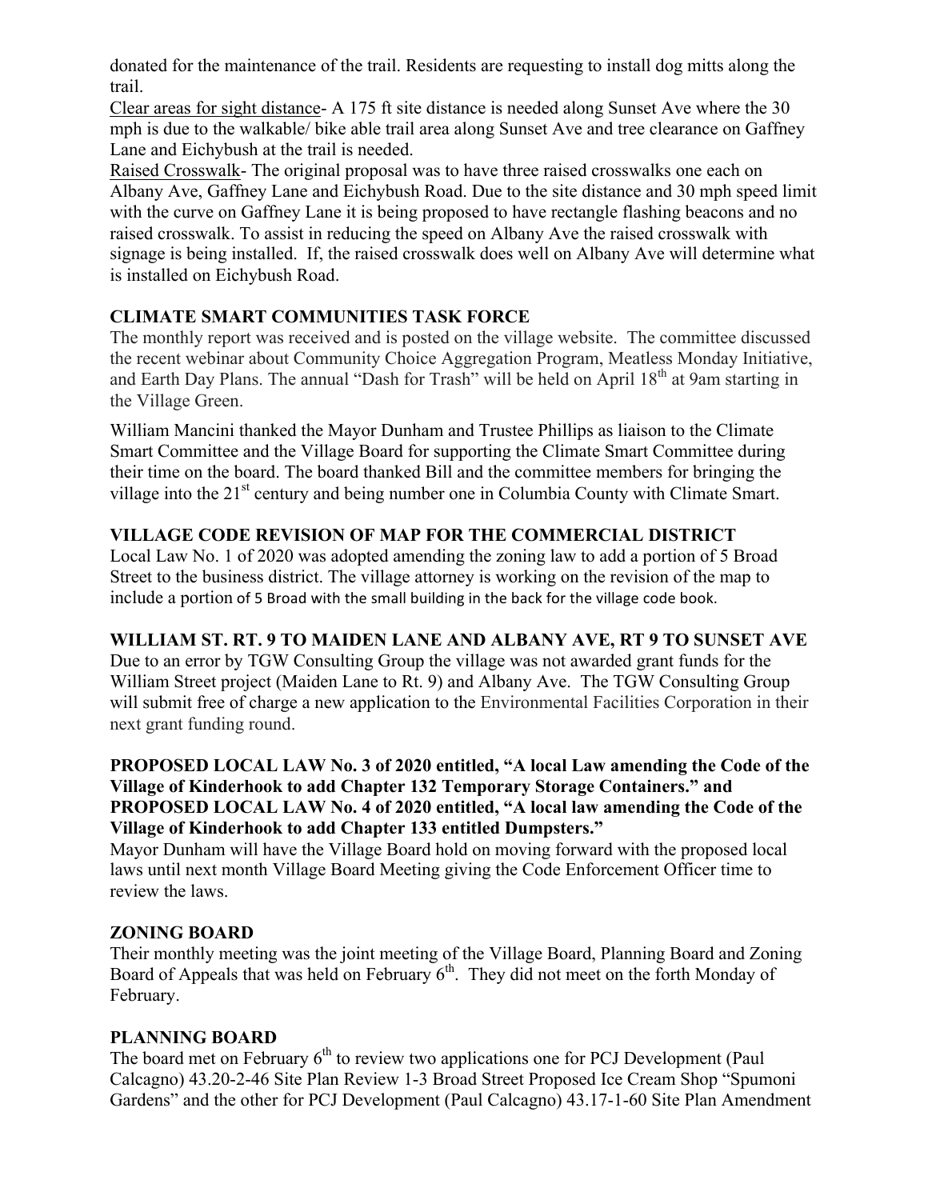donated for the maintenance of the trail. Residents are requesting to install dog mitts along the trail.

Clear areas for sight distance- A 175 ft site distance is needed along Sunset Ave where the 30 mph is due to the walkable/ bike able trail area along Sunset Ave and tree clearance on Gaffney Lane and Eichybush at the trail is needed.

Raised Crosswalk- The original proposal was to have three raised crosswalks one each on Albany Ave, Gaffney Lane and Eichybush Road. Due to the site distance and 30 mph speed limit with the curve on Gaffney Lane it is being proposed to have rectangle flashing beacons and no raised crosswalk. To assist in reducing the speed on Albany Ave the raised crosswalk with signage is being installed. If, the raised crosswalk does well on Albany Ave will determine what is installed on Eichybush Road.

## CLIMATE SMART COMMUNITIES TASK FORCE

The monthly report was received and is posted on the village website. The committee discussed the recent webinar about Community Choice Aggregation Program, Meatless Monday Initiative, and Earth Day Plans. The annual "Dash for Trash" will be held on April 18th at 9am starting in the Village Green.

William Mancini thanked the Mayor Dunham and Trustee Phillips as liaison to the Climate Smart Committee and the Village Board for supporting the Climate Smart Committee during their time on the board. The board thanked Bill and the committee members for bringing the village into the 21st century and being number one in Columbia County with Climate Smart.

## VILLAGE CODE REVISION OF MAP FOR THE COMMERCIAL DISTRICT

Local Law No. 1 of 2020 was adopted amending the zoning law to add a portion of 5 Broad Street to the business district. The village attorney is working on the revision of the map to include a portion of 5 Broad with the small building in the back for the village code book.

## WILLIAM ST. RT. 9 TO MAIDEN LANE AND ALBANY AVE, RT 9 TO SUNSET AVE

Due to an error by TGW Consulting Group the village was not awarded grant funds for the William Street project (Maiden Lane to Rt. 9) and Albany Ave. The TGW Consulting Group will submit free of charge a new application to the Environmental Facilities Corporation in their next grant funding round.

## PROPOSED LOCAL LAW No. 3 of 2020 entitled, "A local Law amending the Code of the Village of Kinderhook to add Chapter 132 Temporary Storage Containers." and PROPOSED LOCAL LAW No. 4 of 2020 entitled, "A local law amending the Code of the Village of Kinderhook to add Chapter 133 entitled Dumpsters."

Mayor Dunham will have the Village Board hold on moving forward with the proposed local laws until next month Village Board Meeting giving the Code Enforcement Officer time to review the laws.

## ZONING BOARD

Their monthly meeting was the joint meeting of the Village Board, Planning Board and Zoning Board of Appeals that was held on February 6th. They did not meet on the forth Monday of February.

## PLANNING BOARD

The board met on February 6th to review two applications one for PCJ Development (Paul Calcagno) 43.20-2-46 Site Plan Review 1-3 Broad Street Proposed Ice Cream Shop "Spumoni Gardens" and the other for PCJ Development (Paul Calcagno) 43.17-1-60 Site Plan Amendment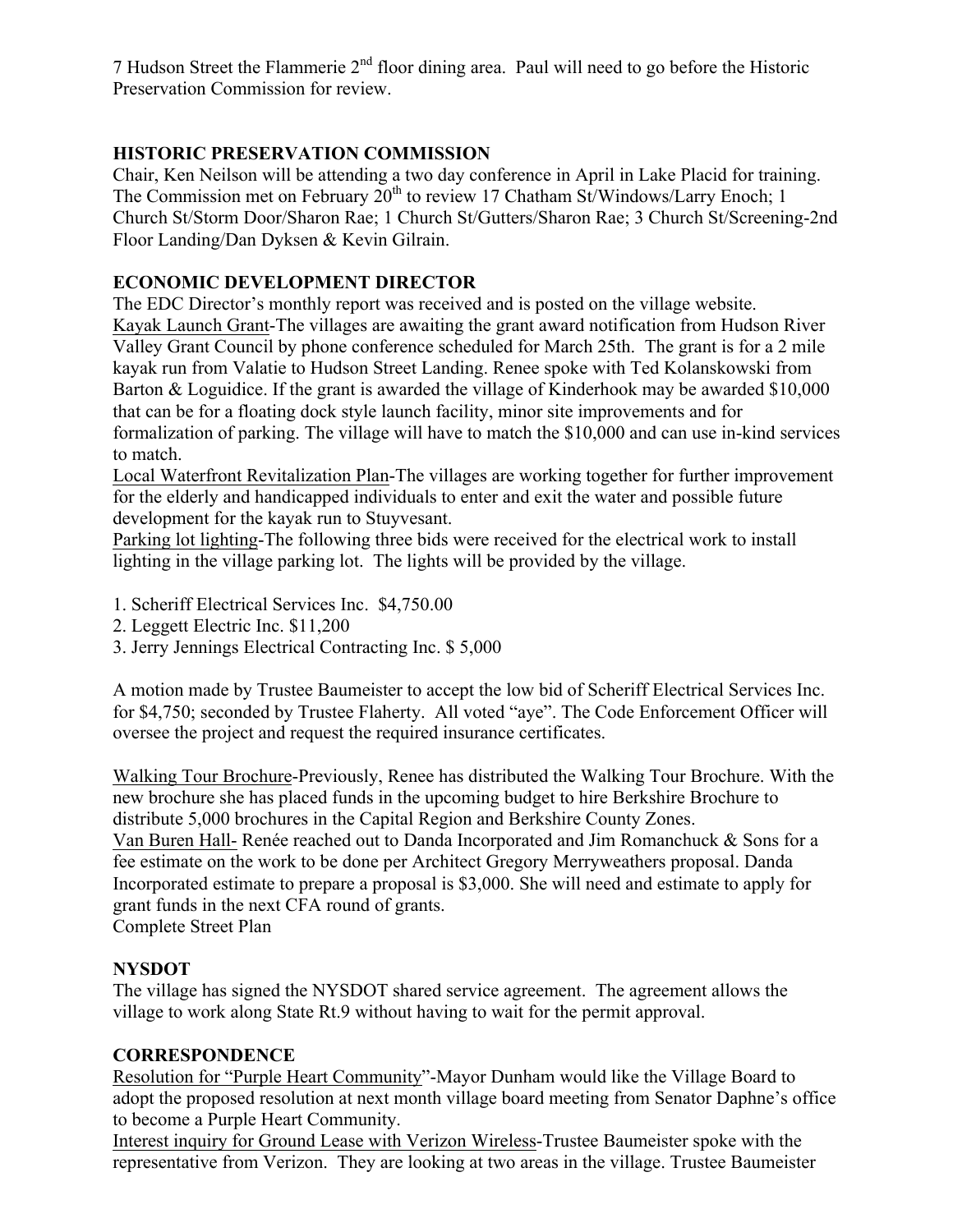7 Hudson Street the Flammerie 2nd floor dining area.  Paul will need to go before the Historic Preservation Commission for review.

## HISTORIC PRESERVATION COMMISSION

Chair, Ken Neilson will be attending a two day conference in April in Lake Placid for training. The Commission met on February 20th to review 17 Chatham St/Windows/Larry Enoch; 1 Church St/Storm Door/Sharon Rae; 1 Church St/Gutters/Sharon Rae; 3 Church St/Screening-2nd Floor Landing/Dan Dyksen & Kevin Gilrain.

## ECONOMIC DEVELOPMENT DIRECTOR

The EDC Director's monthly report was received and is posted on the village website.

Kayak Launch Grant-The villages are awaiting the grant award notification from Hudson River Valley Grant Council by phone conference scheduled for March 25th.  The grant is for a 2 mile kayak run from Valatie to Hudson Street Landing. Renee spoke with Ted Kolanskowski from Barton & Loguidice. If the grant is awarded the village of Kinderhook may be awarded $10,000 that can be for a floating dock style launch facility, minor site improvements and for formalization of parking. The village will have to match the $10,000 and can use in-kind services to match.

Local Waterfront Revitalization Plan-The villages are working together for further improvement for the elderly and handicapped individuals to enter and exit the water and possible future development for the kayak run to Stuyvesant.

Parking lot lighting-The following three bids were received for the electrical work to install lighting in the village parking lot.  The lights will be provided by the village.

1. Scheriff Electrical Services Inc.  $4,750.00
2. Leggett Electric Inc. $11,200
3. Jerry Jennings Electrical Contracting Inc. $ 5,000

A motion made by Trustee Baumeister to accept the low bid of Scheriff Electrical Services Inc. for $4,750; seconded by Trustee Flaherty.  All voted "aye". The Code Enforcement Officer will oversee the project and request the required insurance certificates.

Walking Tour Brochure-Previously, Renee has distributed the Walking Tour Brochure. With the new brochure she has placed funds in the upcoming budget to hire Berkshire Brochure to distribute 5,000 brochures in the Capital Region and Berkshire County Zones.

Van Buren Hall- Renée reached out to Danda Incorporated and Jim Romanchuck & Sons for a fee estimate on the work to be done per Architect Gregory Merryweathers proposal. Danda Incorporated estimate to prepare a proposal is $3,000. She will need and estimate to apply for grant funds in the next CFA round of grants.

Complete Street Plan

## NYSDOT

The village has signed the NYSDOT shared service agreement.  The agreement allows the village to work along State Rt.9 without having to wait for the permit approval.

## CORRESPONDENCE

Resolution for "Purple Heart Community"-Mayor Dunham would like the Village Board to adopt the proposed resolution at next month village board meeting from Senator Daphne's office to become a Purple Heart Community.

Interest inquiry for Ground Lease with Verizon Wireless-Trustee Baumeister spoke with the representative from Verizon.  They are looking at two areas in the village. Trustee Baumeister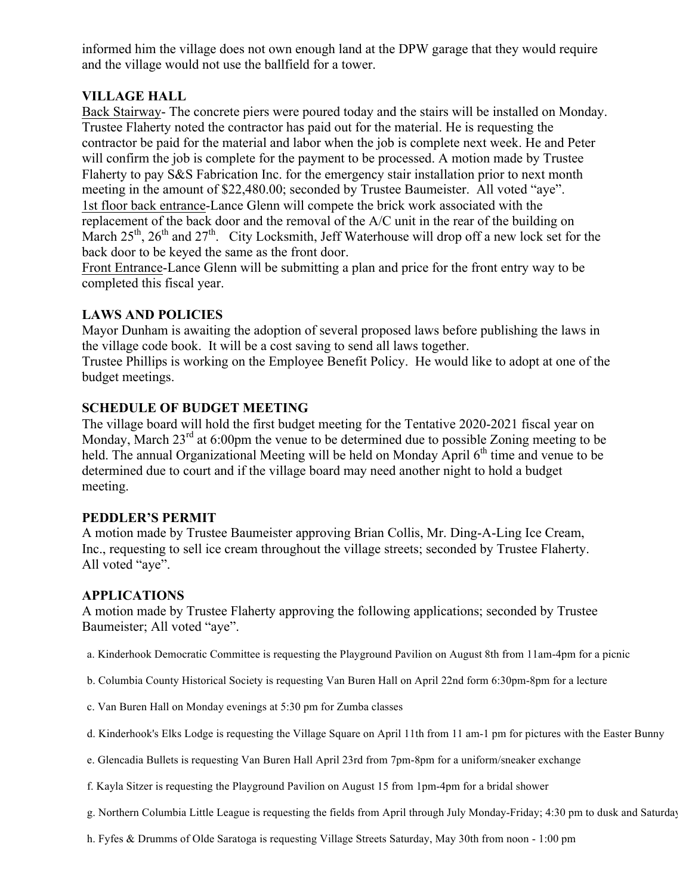informed him the village does not own enough land at the DPW garage that they would require and the village would not use the ballfield for a tower.

**VILLAGE HALL**

Back Stairway- The concrete piers were poured today and the stairs will be installed on Monday. Trustee Flaherty noted the contractor has paid out for the material. He is requesting the contractor be paid for the material and labor when the job is complete next week. He and Peter will confirm the job is complete for the payment to be processed. A motion made by Trustee Flaherty to pay S&S Fabrication Inc. for the emergency stair installation prior to next month meeting in the amount of $22,480.00; seconded by Trustee Baumeister. All voted "aye".

1st floor back entrance-Lance Glenn will compete the brick work associated with the replacement of the back door and the removal of the A/C unit in the rear of the building on March 25th, 26th and 27th. City Locksmith, Jeff Waterhouse will drop off a new lock set for the back door to be keyed the same as the front door.

Front Entrance-Lance Glenn will be submitting a plan and price for the front entry way to be completed this fiscal year.

**LAWS AND POLICIES**

Mayor Dunham is awaiting the adoption of several proposed laws before publishing the laws in the village code book. It will be a cost saving to send all laws together.

Trustee Phillips is working on the Employee Benefit Policy. He would like to adopt at one of the budget meetings.

**SCHEDULE OF BUDGET MEETING**

The village board will hold the first budget meeting for the Tentative 2020-2021 fiscal year on Monday, March 23rd at 6:00pm the venue to be determined due to possible Zoning meeting to be held. The annual Organizational Meeting will be held on Monday April 6th time and venue to be determined due to court and if the village board may need another night to hold a budget meeting.

**PEDDLER'S PERMIT**

A motion made by Trustee Baumeister approving Brian Collis, Mr. Ding-A-Ling Ice Cream, Inc., requesting to sell ice cream throughout the village streets; seconded by Trustee Flaherty. All voted "aye".

**APPLICATIONS**

A motion made by Trustee Flaherty approving the following applications; seconded by Trustee Baumeister; All voted "aye".

a. Kinderhook Democratic Committee is requesting the Playground Pavilion on August 8th from 11am-4pm for a picnic

b. Columbia County Historical Society is requesting Van Buren Hall on April 22nd form 6:30pm-8pm for a lecture

c. Van Buren Hall on Monday evenings at 5:30 pm for Zumba classes

d. Kinderhook's Elks Lodge is requesting the Village Square on April 11th from 11 am-1 pm for pictures with the Easter Bunny

e. Glencadia Bullets is requesting Van Buren Hall April 23rd from 7pm-8pm for a uniform/sneaker exchange

f. Kayla Sitzer is requesting the Playground Pavilion on August 15 from 1pm-4pm for a bridal shower

g. Northern Columbia Little League is requesting the fields from April through July Monday-Friday; 4:30 pm to dusk and Saturday

h. Fyfes & Drumms of Olde Saratoga is requesting Village Streets Saturday, May 30th from noon - 1:00 pm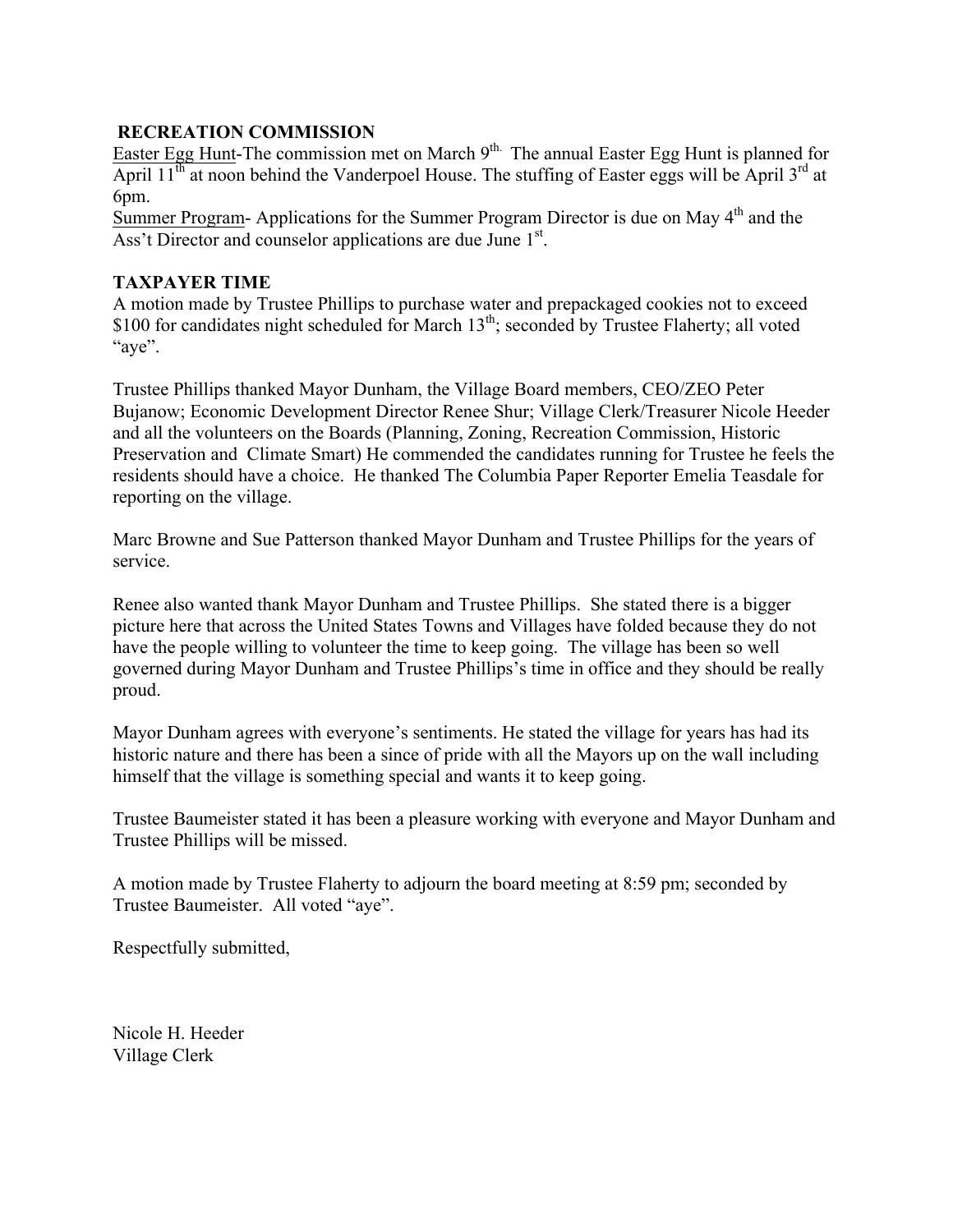## RECREATION COMMISSION

Easter Egg Hunt-The commission met on March 9th. The annual Easter Egg Hunt is planned for April 11th at noon behind the Vanderpoel House. The stuffing of Easter eggs will be April 3rd at 6pm.

Summer Program- Applications for the Summer Program Director is due on May 4th and the Ass't Director and counselor applications are due June 1st.

## TAXPAYER TIME

A motion made by Trustee Phillips to purchase water and prepackaged cookies not to exceed $100 for candidates night scheduled for March 13th; seconded by Trustee Flaherty; all voted "aye".

Trustee Phillips thanked Mayor Dunham, the Village Board members, CEO/ZEO Peter Bujanow; Economic Development Director Renee Shur; Village Clerk/Treasurer Nicole Heeder and all the volunteers on the Boards (Planning, Zoning, Recreation Commission, Historic Preservation and Climate Smart) He commended the candidates running for Trustee he feels the residents should have a choice. He thanked The Columbia Paper Reporter Emelia Teasdale for reporting on the village.

Marc Browne and Sue Patterson thanked Mayor Dunham and Trustee Phillips for the years of service.

Renee also wanted thank Mayor Dunham and Trustee Phillips. She stated there is a bigger picture here that across the United States Towns and Villages have folded because they do not have the people willing to volunteer the time to keep going. The village has been so well governed during Mayor Dunham and Trustee Phillips's time in office and they should be really proud.

Mayor Dunham agrees with everyone's sentiments. He stated the village for years has had its historic nature and there has been a since of pride with all the Mayors up on the wall including himself that the village is something special and wants it to keep going.

Trustee Baumeister stated it has been a pleasure working with everyone and Mayor Dunham and Trustee Phillips will be missed.

A motion made by Trustee Flaherty to adjourn the board meeting at 8:59 pm; seconded by Trustee Baumeister. All voted "aye".

Respectfully submitted,

Nicole H. Heeder
Village Clerk